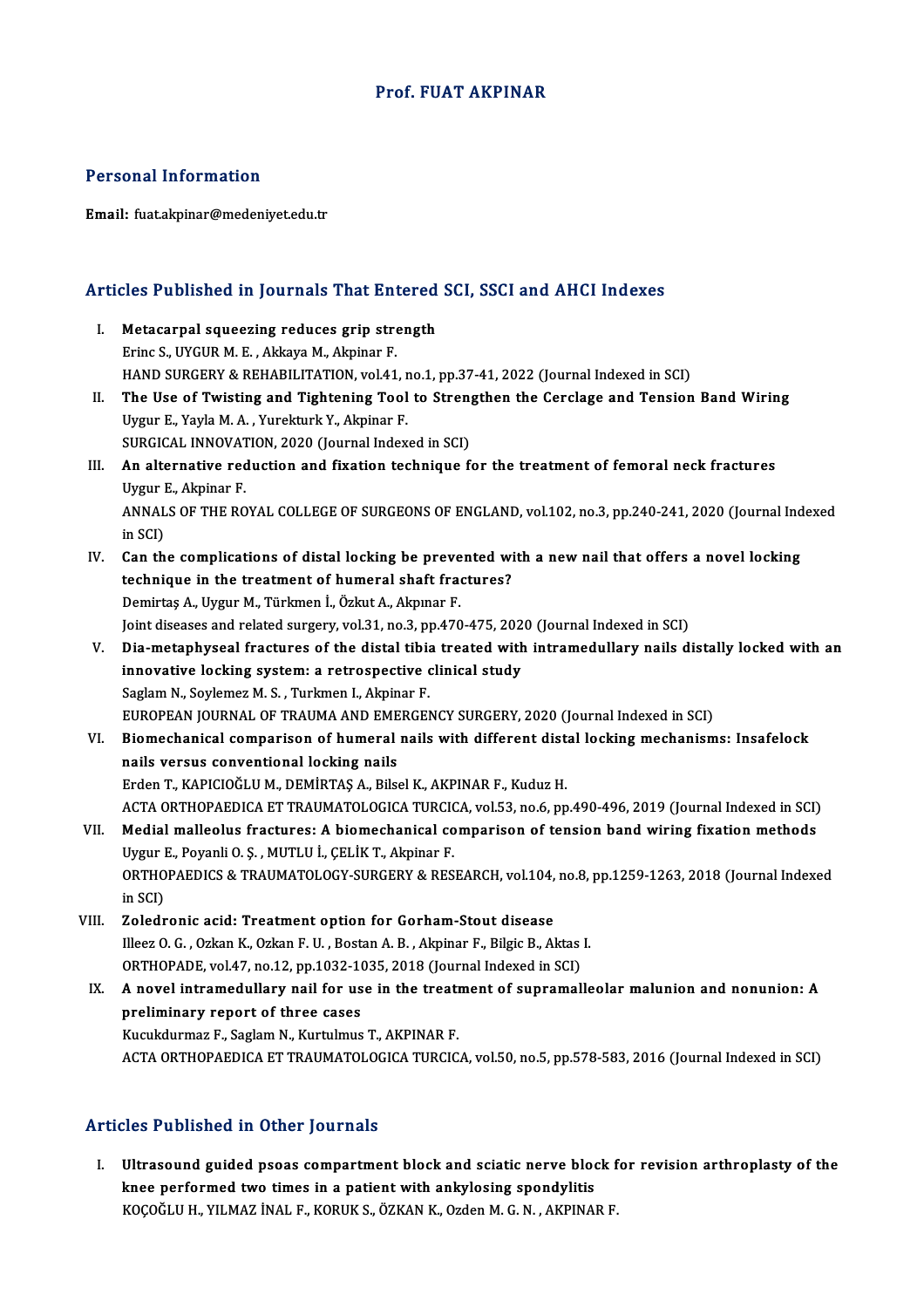# Prof. FUAT AKPINAR

## Personal Information

**Email:** fuat.akpinar@medeniyet.edu.tr

## Articles Published in Journals That Entered SCI, SSCI and AHCI Indexes

I. **Metacarpal squeezing reduces grip strength**
Erinc S., UYGUR M. E. , Akkaya M., Akpinar F.
HAND SURGERY & REHABILITATION, vol.41, no.1, pp.37-41, 2022 (Journal Indexed in SCI)

II. **The Use of Twisting and Tightening Tool to Strengthen the Cerclage and Tension Band Wiring**
Uygur E., Yayla M. A. , Yurekturk Y., Akpinar F.
SURGICAL INNOVATION, 2020 (Journal Indexed in SCI)

III. **An alternative reduction and fixation technique for the treatment of femoral neck fractures**
Uygur E., Akpinar F.
ANNALS OF THE ROYAL COLLEGE OF SURGEONS OF ENGLAND, vol.102, no.3, pp.240-241, 2020 (Journal Indexed in SCI)

IV. **Can the complications of distal locking be prevented with a new nail that offers a novel locking technique in the treatment of humeral shaft fractures?**
Demirtaş A., Uygur M., Türkmen İ., Özkut A., Akpınar F.
Joint diseases and related surgery, vol.31, no.3, pp.470-475, 2020 (Journal Indexed in SCI)

V. **Dia-metaphyseal fractures of the distal tibia treated with intramedullary nails distally locked with an innovative locking system: a retrospective clinical study**
Saglam N., Soylemez M. S. , Turkmen I., Akpinar F.
EUROPEAN JOURNAL OF TRAUMA AND EMERGENCY SURGERY, 2020 (Journal Indexed in SCI)

VI. **Biomechanical comparison of humeral nails with different distal locking mechanisms: Insafelock nails versus conventional locking nails**
Erden T., KAPICIOĞLU M., DEMİRTAŞ A., Bilsel K., AKPINAR F., Kuduz H.
ACTA ORTHOPAEDICA ET TRAUMATOLOGICA TURCICA, vol.53, no.6, pp.490-496, 2019 (Journal Indexed in SCI)

VII. **Medial malleolus fractures: A biomechanical comparison of tension band wiring fixation methods**
Uygur E., Poyanli O. Ş. , MUTLU İ., ÇELİK T., Akpinar F.
ORTHOPAEDICS & TRAUMATOLOGY-SURGERY & RESEARCH, vol.104, no.8, pp.1259-1263, 2018 (Journal Indexed in SCI)

VIII. **Zoledronic acid: Treatment option for Gorham-Stout disease**
Illeez O. G. , Ozkan K., Ozkan F. U. , Bostan A. B. , Akpinar F., Bilgic B., Aktas I.
ORTHOPADE, vol.47, no.12, pp.1032-1035, 2018 (Journal Indexed in SCI)

IX. **A novel intramedullary nail for use in the treatment of supramalleolar malunion and nonunion: A preliminary report of three cases**
Kucukdurmaz F., Saglam N., Kurtulmus T., AKPINAR F.
ACTA ORTHOPAEDICA ET TRAUMATOLOGICA TURCICA, vol.50, no.5, pp.578-583, 2016 (Journal Indexed in SCI)

## Articles Published in Other Journals

I. **Ultrasound guided psoas compartment block and sciatic nerve block for revision arthroplasty of the knee performed two times in a patient with ankylosing spondylitis**
KOÇOĞLU H., YILMAZ İNAL F., KORUK S., ÖZKAN K., Ozden M. G. N. , AKPINAR F.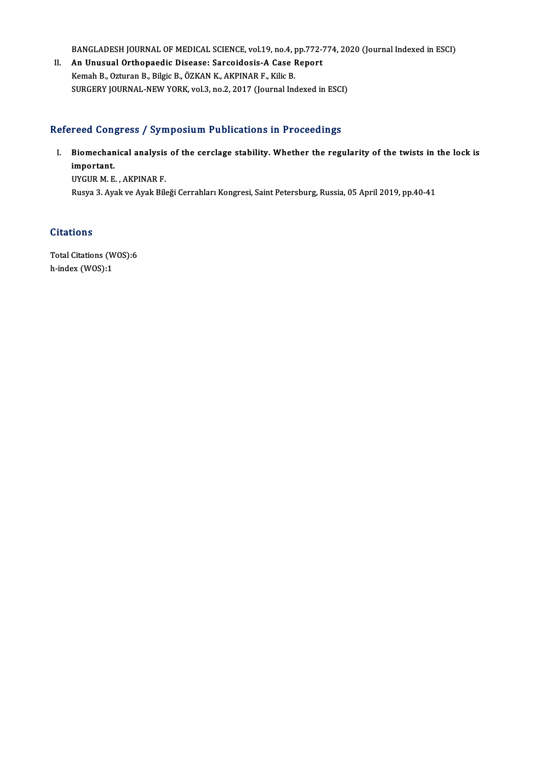BANGLADESH JOURNAL OF MEDICAL SCIENCE, vol.19, no.4, pp.772-774, 2020 (Journal Indexed in ESCI)

II. **An Unusual Orthopaedic Disease: Sarcoidosis-A Case Report**
Kemah B., Ozturan B., Bilgic B., ÖZKAN K., AKPINAR F., Kilic B.
SURGERY JOURNAL-NEW YORK, vol.3, no.2, 2017 (Journal Indexed in ESCI)

## Refereed Congress / Symposium Publications in Proceedings

I. **Biomechanical analysis of the cerclage stability. Whether the regularity of the twists in the lock is important.**
UYGUR M. E. , AKPINAR F.
Rusya 3. Ayak ve Ayak Bileği Cerrahları Kongresi, Saint Petersburg, Russia, 05 April 2019, pp.40-41

## Citations

Total Citations (WOS):6
h-index (WOS):1